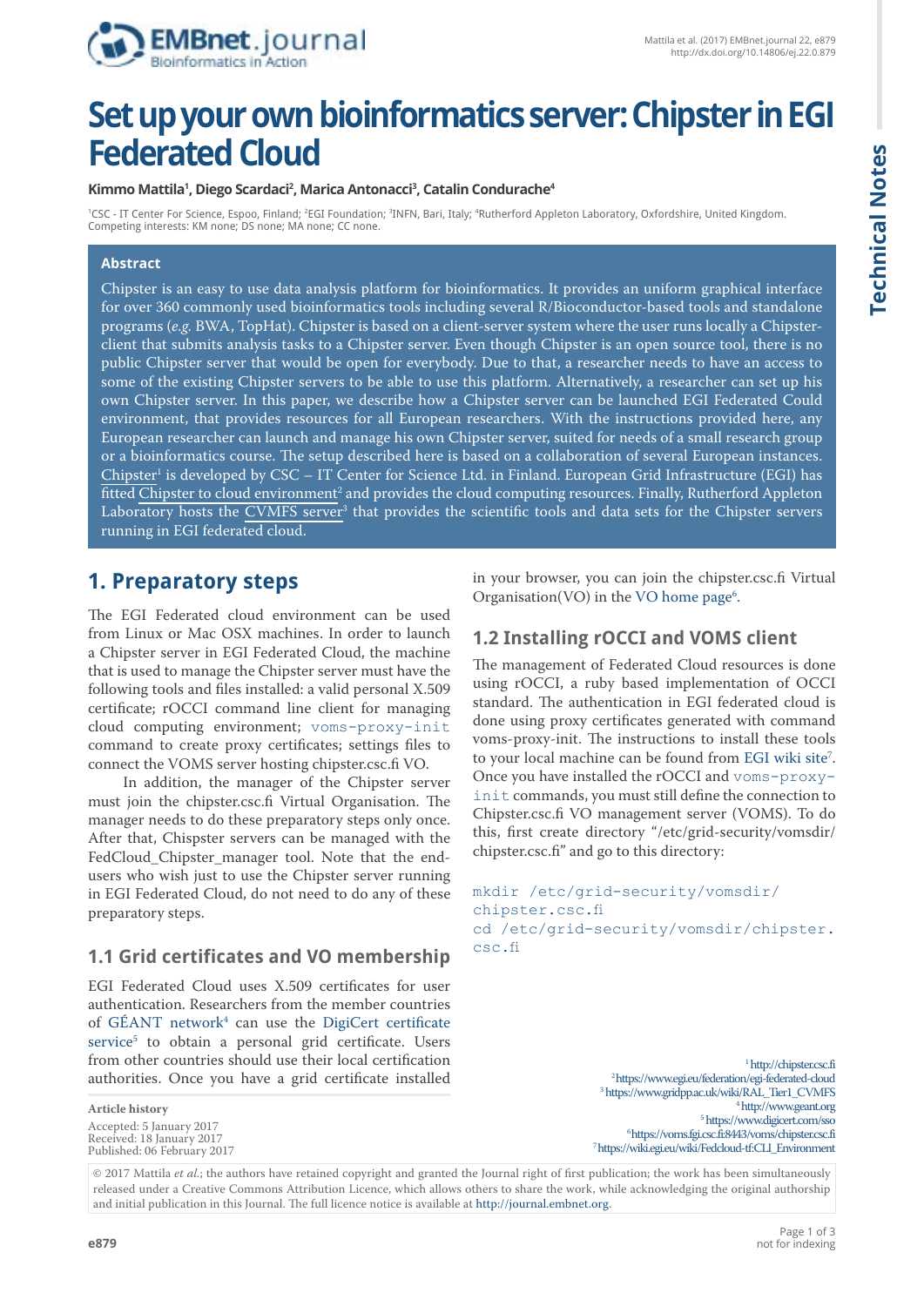# Set up your own bioinformatics server: Chipster in EGI Federated Cloud

**Kimmo Mattila[1], Diego Scardaci[2], Marica Antonacci[3], Catalin Condurache[4]**

[1]CSC - IT Center For Science, Espoo, Finland; [2]EGI Foundation; [3]INFN, Bari, Italy; [4]Rutherford Appleton Laboratory, Oxfordshire, United Kingdom.
Competing interests: KM none; DS none; MA none; CC none.

### Abstract

Chipster is an easy to use data analysis platform for bioinformatics. It provides an uniform graphical interface for over 360 commonly used bioinformatics tools including several R/Bioconductor-based tools and standalone programs (*e.g.* BWA, TopHat). Chipster is based on a client-server system where the user runs locally a Chipster-client that submits analysis tasks to a Chipster server. Even though Chipster is an open source tool, there is no public Chipster server that would be open for everybody. Due to that, a researcher needs to have an access to some of the existing Chipster servers to be able to use this platform. Alternatively, a researcher can set up his own Chipster server. In this paper, we describe how a Chipster server can be launched EGI Federated Could environment, that provides resources for all European researchers. With the instructions provided here, any European researcher can launch and manage his own Chipster server, suited for needs of a small research group or a bioinformatics course. The setup described here is based on a collaboration of several European instances. Chipster[1] is developed by CSC – IT Center for Science Ltd. in Finland. European Grid Infrastructure (EGI) has fitted Chipster to cloud environment[2] and provides the cloud computing resources. Finally, Rutherford Appleton Laboratory hosts the CVMFS server[3] that provides the scientific tools and data sets for the Chipster servers running in EGI federated cloud.

## 1. Preparatory steps

The EGI Federated cloud environment can be used from Linux or Mac OSX machines. In order to launch a Chipster server in EGI Federated Cloud, the machine that is used to manage the Chipster server must have the following tools and files installed: a valid personal X.509 certificate; rOCCI command line client for managing cloud computing environment; `voms-proxy-init` command to create proxy certificates; settings files to connect the VOMS server hosting chipster.csc.fi VO.

In addition, the manager of the Chipster server must join the chipster.csc.fi Virtual Organisation. The manager needs to do these preparatory steps only once. After that, Chispster servers can be managed with the FedCloud_Chipster_manager tool. Note that the end-users who wish just to use the Chipster server running in EGI Federated Cloud, do not need to do any of these preparatory steps.

### 1.1 Grid certificates and VO membership

EGI Federated Cloud uses X.509 certificates for user authentication. Researchers from the member countries of GÉANT network[4] can use the DigiCert certificate service[5] to obtain a personal grid certificate. Users from other countries should use their local certification authorities. Once you have a grid certificate installed in your browser, you can join the chipster.csc.fi Virtual Organisation(VO) in the VO home page[6].

### 1.2 Installing rOCCI and VOMS client

The management of Federated Cloud resources is done using rOCCI, a ruby based implementation of OCCI standard. The authentication in EGI federated cloud is done using proxy certificates generated with command voms-proxy-init. The instructions to install these tools to your local machine can be found from EGI wiki site[7]. Once you have installed the rOCCI and `voms-proxy-init` commands, you must still define the connection to Chipster.csc.fi VO management server (VOMS). To do this, first create directory "/etc/grid-security/vomsdir/chipster.csc.fi" and go to this directory:

```
mkdir /etc/grid-security/vomsdir/chipster.csc.fi
cd /etc/grid-security/vomsdir/chipster.csc.fi
```

[1] http://chipster.csc.fi
[2] https://www.egi.eu/federation/egi-federated-cloud
[3] https://www.gridpp.ac.uk/wiki/RAL_Tier1_CVMFS
[4] http://www.geant.org
[5] https://www.digicert.com/sso
[6] https://voms.fgi.csc.fi:8443/voms/chipster.csc.fi
[7] https://wiki.egi.eu/wiki/Fedcloud-tf:CLI_Environment

**Article history**
Accepted: 5 January 2017
Received: 18 January 2017
Published: 06 February 2017

© 2017 Mattila *et al.*; the authors have retained copyright and granted the Journal right of first publication; the work has been simultaneously released under a Creative Commons Attribution Licence, which allows others to share the work, while acknowledging the original authorship and initial publication in this Journal. The full licence notice is available at http://journal.embnet.org.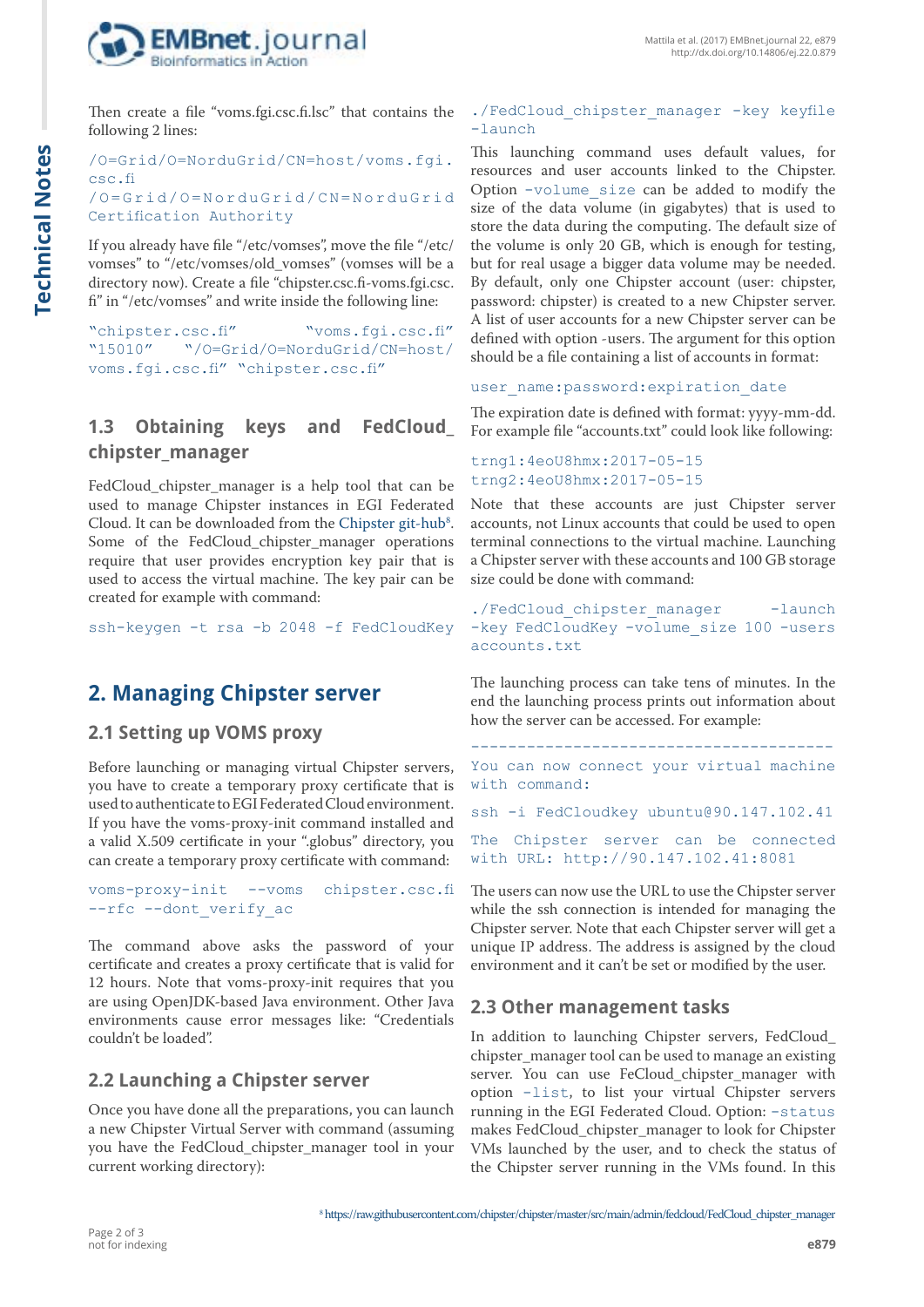Then create a file “voms.fgi.csc.fi.lsc” that contains the following 2 lines:

```
/O=Grid/O=NorduGrid/CN=host/voms.fgi.csc.fi
/O=Grid/O=NorduGrid/CN=NorduGrid Certification Authority
```

If you already have file “/etc/vomses”, move the file “/etc/vomses” to “/etc/vomses/old_vomses” (vomses will be a directory now). Create a file “chipster.csc.fi-voms.fgi.csc.fi” in “/etc/vomses” and write inside the following line:

```
"chipster.csc.fi" "voms.fgi.csc.fi" "15010" "/O=Grid/O=NorduGrid/CN=host/voms.fgi.csc.fi" "chipster.csc.fi"
```

### 1.3 Obtaining keys and FedCloud_chipster_manager

FedCloud_chipster_manager is a help tool that can be used to manage Chipster instances in EGI Federated Cloud. It can be downloaded from the Chipster git-hub[8]. Some of the FedCloud_chipster_manager operations require that user provides encryption key pair that is used to access the virtual machine. The key pair can be created for example with command:

```
ssh-keygen -t rsa -b 2048 -f FedCloudKey
```

## 2. Managing Chipster server

### 2.1 Setting up VOMS proxy

Before launching or managing virtual Chipster servers, you have to create a temporary proxy certificate that is used to authenticate to EGI Federated Cloud environment. If you have the voms-proxy-init command installed and a valid X.509 certificate in your “.globus” directory, you can create a temporary proxy certificate with command:

```
voms-proxy-init --voms chipster.csc.fi --rfc --dont_verify_ac
```

The command above asks the password of your certificate and creates a proxy certificate that is valid for 12 hours. Note that voms-proxy-init requires that you are using OpenJDK-based Java environment. Other Java environments cause error messages like: “Credentials couldn’t be loaded”.

### 2.2 Launching a Chipster server

Once you have done all the preparations, you can launch a new Chipster Virtual Server with command (assuming you have the FedCloud_chipster_manager tool in your current working directory):

```
./FedCloud_chipster_manager -key keyfile -launch
```

This launching command uses default values, for resources and user accounts linked to the Chipster. Option `-volume_size` can be added to modify the size of the data volume (in gigabytes) that is used to store the data during the computing. The default size of the volume is only 20 GB, which is enough for testing, but for real usage a bigger data volume may be needed. By default, only one Chipster account (user: chipster, password: chipster) is created to a new Chipster server. A list of user accounts for a new Chipster server can be defined with option -users. The argument for this option should be a file containing a list of accounts in format:

```
user_name:password:expiration_date
```

The expiration date is defined with format: yyyy-mm-dd. For example file “accounts.txt” could look like following:

```
trng1:4eoU8hmx:2017-05-15
trng2:4eoU8hmx:2017-05-15
```

Note that these accounts are just Chipster server accounts, not Linux accounts that could be used to open terminal connections to the virtual machine. Launching a Chipster server with these accounts and 100 GB storage size could be done with command:

```
./FedCloud_chipster_manager -launch -key FedCloudKey -volume_size 100 -users accounts.txt
```

The launching process can take tens of minutes. In the end the launching process prints out information about how the server can be accessed. For example:

```
---------------------------------------
You can now connect your virtual machine with command:

ssh -i FedCloudkey ubuntu@90.147.102.41

The Chipster server can be connected with URL: http://90.147.102.41:8081
```

The users can now use the URL to use the Chipster server while the ssh connection is intended for managing the Chipster server. Note that each Chipster server will get a unique IP address. The address is assigned by the cloud environment and it can’t be set or modified by the user.

### 2.3 Other management tasks

In addition to launching Chipster servers, FedCloud_chipster_manager tool can be used to manage an existing server. You can use FeCloud_chipster_manager with option `-list`, to list your virtual Chipster servers running in the EGI Federated Cloud. Option: `-status` makes FedCloud_chipster_manager to look for Chipster VMs launched by the user, and to check the status of the Chipster server running in the VMs found. In this

[8] https://raw.githubusercontent.com/chipster/chipster/master/src/main/admin/fedcloud/FedCloud_chipster_manager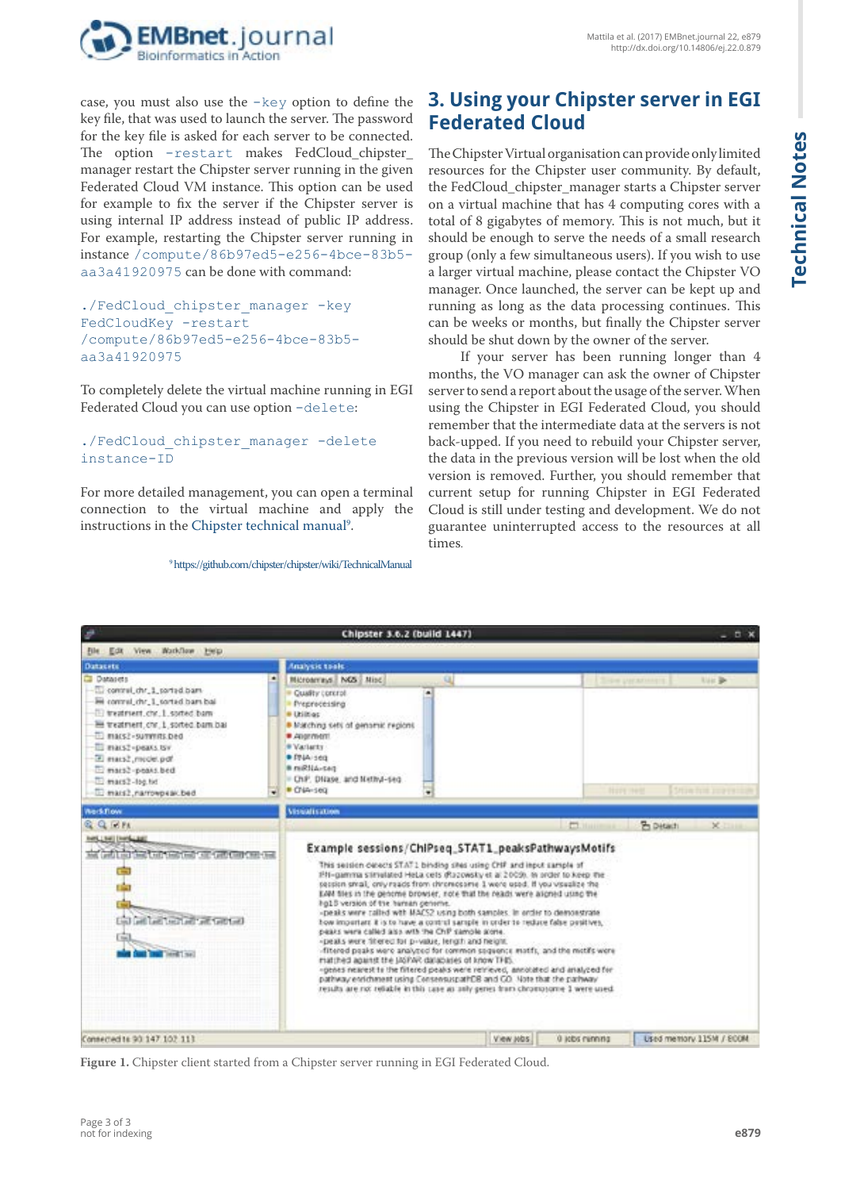case, you must also use the `-key` option to define the key file, that was used to launch the server. The password for the key file is asked for each server to be connected. The option `-restart` makes FedCloud_chipster_manager restart the Chipster server running in the given Federated Cloud VM instance. This option can be used for example to fix the Chipster server if the Chipster server is using internal IP address instead of public IP address. For example, restarting the Chipster server running in instance `/compute/86b97ed5-e256-4bce-83b5-aa3a41920975` can be done with command:

```
./FedCloud_chipster_manager -key
FedCloudKey -restart
/compute/86b97ed5-e256-4bce-83b5-
aa3a41920975
```

To completely delete the virtual machine running in EGI Federated Cloud you can use option `-delete`:

```
./FedCloud_chipster_manager -delete
instance-ID
```

For more detailed management, you can open a terminal connection to the virtual machine and apply the instructions in the Chipster technical manual[9].

[9] https://github.com/chipster/chipster/wiki/TechnicalManual

## 3. Using your Chipster server in EGI Federated Cloud

The Chipster Virtual organisation can provide only limited resources for the Chipster user community. By default, the FedCloud_chipster_manager starts a Chipster server on a virtual machine that has 4 computing cores with a total of 8 gigabytes of memory. This is not much, but it should be enough to serve the needs of a small research group (only a few simultaneous users). If you wish to use a larger virtual machine, please contact the Chipster VO manager. Once launched, the server can be kept up and running as long as the data processing continues. This can be weeks or months, but finally the Chipster server should be shut down by the owner of the server.

If your server has been running longer than 4 months, the VO manager can ask the owner of Chipster server to send a report about the usage of the server. When using the Chipster in EGI Federated Cloud, you should remember that the intermediate data at the servers is not back-upped. If you need to rebuild your Chipster server, the data in the previous version will be lost when the old version is removed. Further, you should remember that current setup for running Chipster in EGI Federated Cloud is still under testing and development. We do not guarantee uninterrupted access to the resources at all times.

**Figure 1.** Chipster client started from a Chipster server running in EGI Federated Cloud.